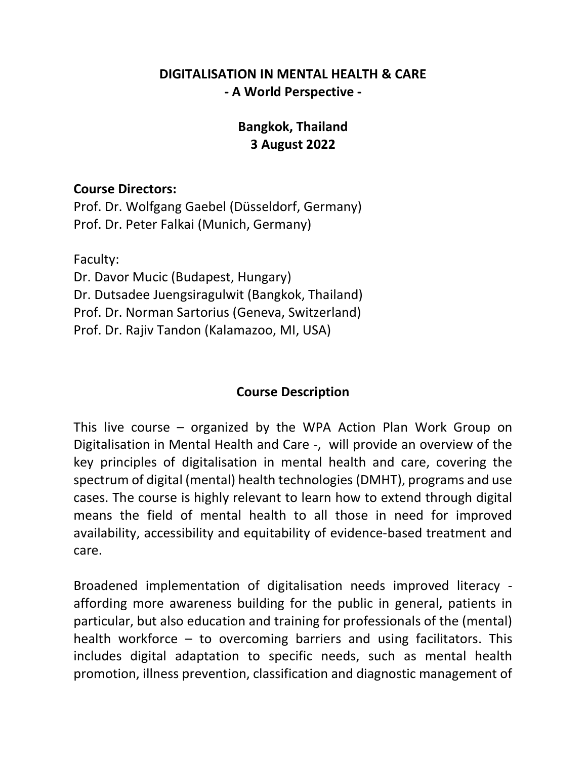# DIGITALISATION IN MENTAL HEALTH & CARE
## - A World Perspective -

### Bangkok, Thailand
### 3 August 2022

**Course Directors:**
Prof. Dr. Wolfgang Gaebel (Düsseldorf, Germany)
Prof. Dr. Peter Falkai (Munich, Germany)

Faculty:
Dr. Davor Mucic (Budapest, Hungary)
Dr. Dutsadee Juengsiragulwit (Bangkok, Thailand)
Prof. Dr. Norman Sartorius (Geneva, Switzerland)
Prof. Dr. Rajiv Tandon (Kalamazoo, MI, USA)

## Course Description

This live course – organized by the WPA Action Plan Work Group on Digitalisation in Mental Health and Care -, will provide an overview of the key principles of digitalisation in mental health and care, covering the spectrum of digital (mental) health technologies (DMHT), programs and use cases. The course is highly relevant to learn how to extend through digital means the field of mental health to all those in need for improved availability, accessibility and equitability of evidence-based treatment and care.

Broadened implementation of digitalisation needs improved literacy - affording more awareness building for the public in general, patients in particular, but also education and training for professionals of the (mental) health workforce – to overcoming barriers and using facilitators. This includes digital adaptation to specific needs, such as mental health promotion, illness prevention, classification and diagnostic management of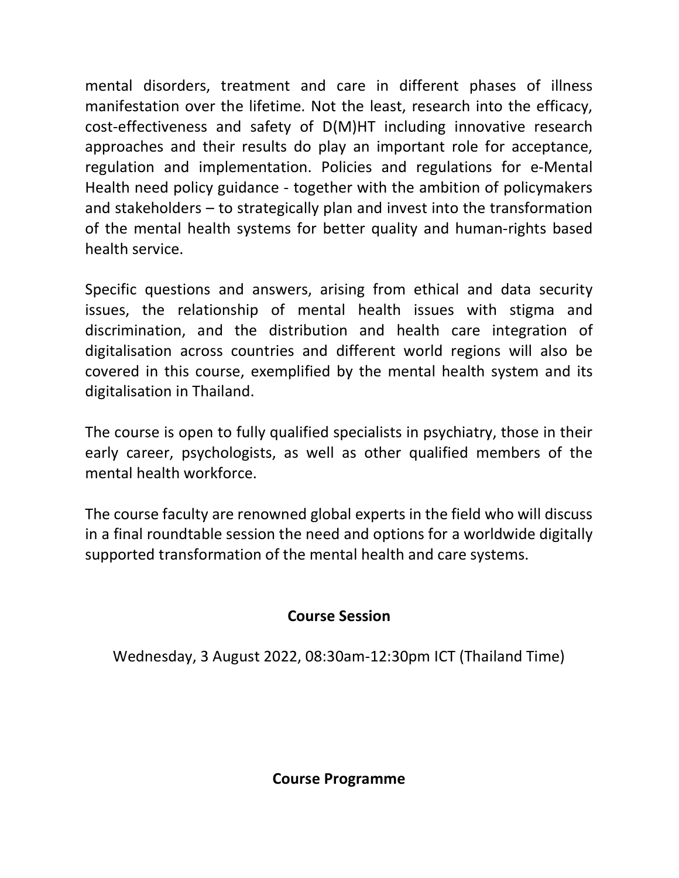mental disorders, treatment and care in different phases of illness manifestation over the lifetime. Not the least, research into the efficacy, cost-effectiveness and safety of D(M)HT including innovative research approaches and their results do play an important role for acceptance, regulation and implementation. Policies and regulations for e-Mental Health need policy guidance - together with the ambition of policymakers and stakeholders – to strategically plan and invest into the transformation of the mental health systems for better quality and human-rights based health service.

Specific questions and answers, arising from ethical and data security issues, the relationship of mental health issues with stigma and discrimination, and the distribution and health care integration of digitalisation across countries and different world regions will also be covered in this course, exemplified by the mental health system and its digitalisation in Thailand.

The course is open to fully qualified specialists in psychiatry, those in their early career, psychologists, as well as other qualified members of the mental health workforce.

The course faculty are renowned global experts in the field who will discuss in a final roundtable session the need and options for a worldwide digitally supported transformation of the mental health and care systems.

## Course Session

Wednesday, 3 August 2022, 08:30am-12:30pm ICT (Thailand Time)

## Course Programme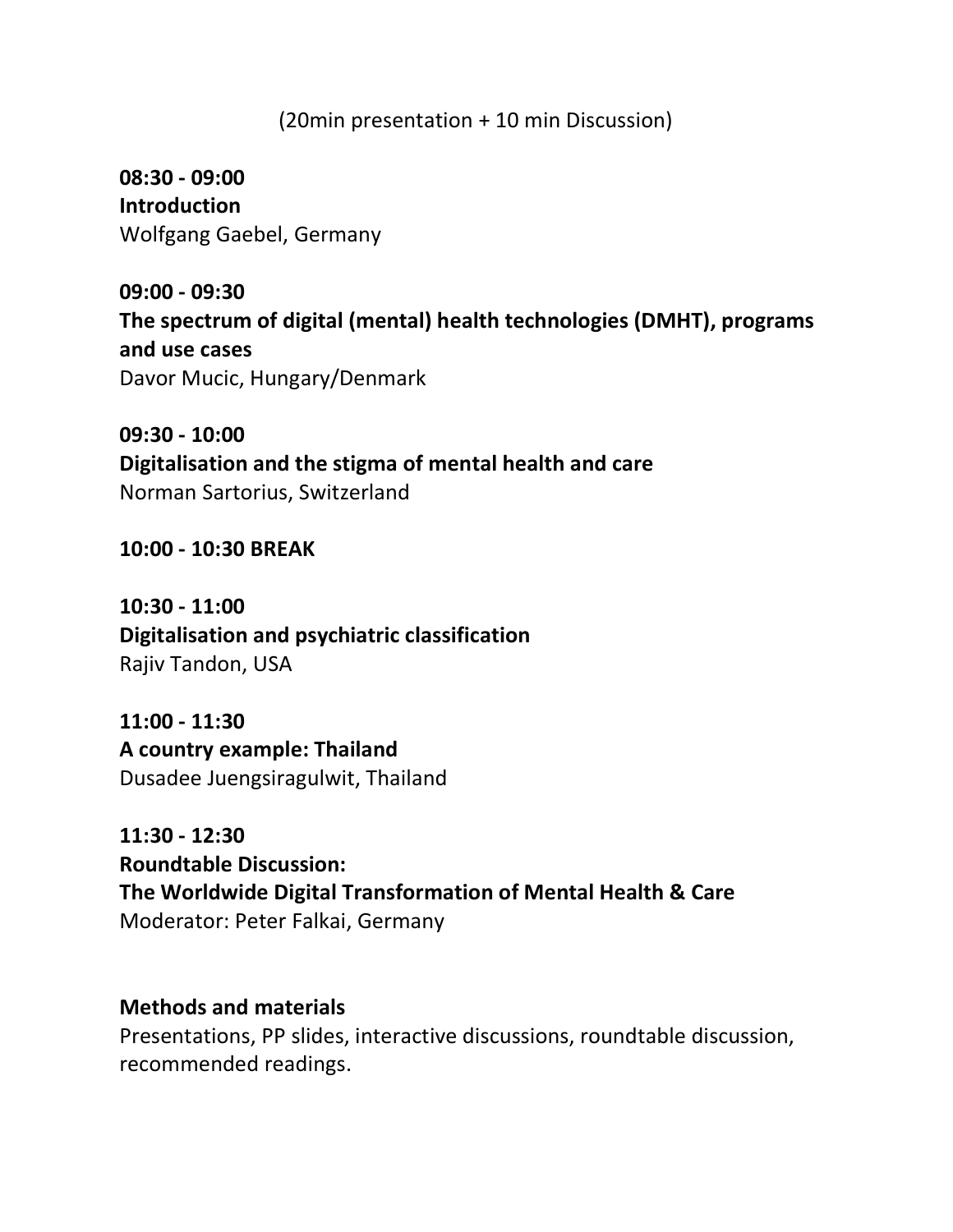(20min presentation + 10 min Discussion)

**08:30 - 09:00**
**Introduction**
Wolfgang Gaebel, Germany

**09:00 - 09:30**
**The spectrum of digital (mental) health technologies (DMHT), programs and use cases**
Davor Mucic, Hungary/Denmark

**09:30 - 10:00**
**Digitalisation and the stigma of mental health and care**
Norman Sartorius, Switzerland

**10:00 - 10:30 BREAK**

**10:30 - 11:00**
**Digitalisation and psychiatric classification**
Rajiv Tandon, USA

**11:00 - 11:30**
**A country example: Thailand**
Dusadee Juengsiragulwit, Thailand

**11:30 - 12:30**
**Roundtable Discussion:**
**The Worldwide Digital Transformation of Mental Health & Care**
Moderator: Peter Falkai, Germany

**Methods and materials**
Presentations, PP slides, interactive discussions, roundtable discussion, recommended readings.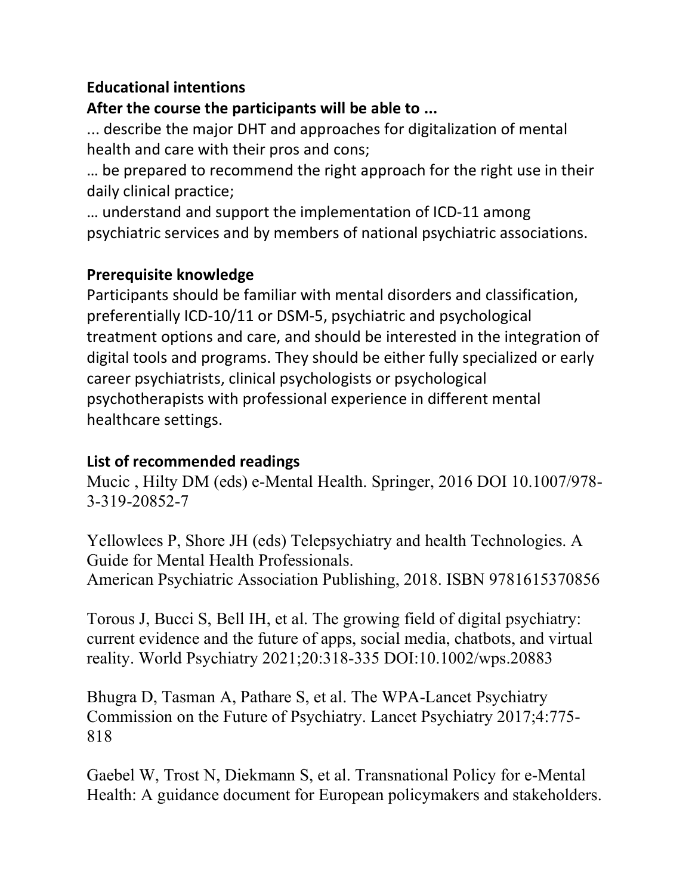**Educational intentions**

**After the course the participants will be able to ...**

... describe the major DHT and approaches for digitalization of mental health and care with their pros and cons;

… be prepared to recommend the right approach for the right use in their daily clinical practice;

… understand and support the implementation of ICD-11 among psychiatric services and by members of national psychiatric associations.

**Prerequisite knowledge**

Participants should be familiar with mental disorders and classification, preferentially ICD-10/11 or DSM-5, psychiatric and psychological treatment options and care, and should be interested in the integration of digital tools and programs. They should be either fully specialized or early career psychiatrists, clinical psychologists or psychological psychotherapists with professional experience in different mental healthcare settings.

**List of recommended readings**

Mucic , Hilty DM (eds) e-Mental Health. Springer, 2016 DOI 10.1007/978-3-319-20852-7

Yellowlees P, Shore JH (eds) Telepsychiatry and health Technologies. A Guide for Mental Health Professionals.
American Psychiatric Association Publishing, 2018. ISBN 9781615370856

Torous J, Bucci S, Bell IH, et al. The growing field of digital psychiatry: current evidence and the future of apps, social media, chatbots, and virtual reality. World Psychiatry 2021;20:318-335 DOI:10.1002/wps.20883

Bhugra D, Tasman A, Pathare S, et al. The WPA-Lancet Psychiatry Commission on the Future of Psychiatry. Lancet Psychiatry 2017;4:775-818

Gaebel W, Trost N, Diekmann S, et al. Transnational Policy for e-Mental Health: A guidance document for European policymakers and stakeholders.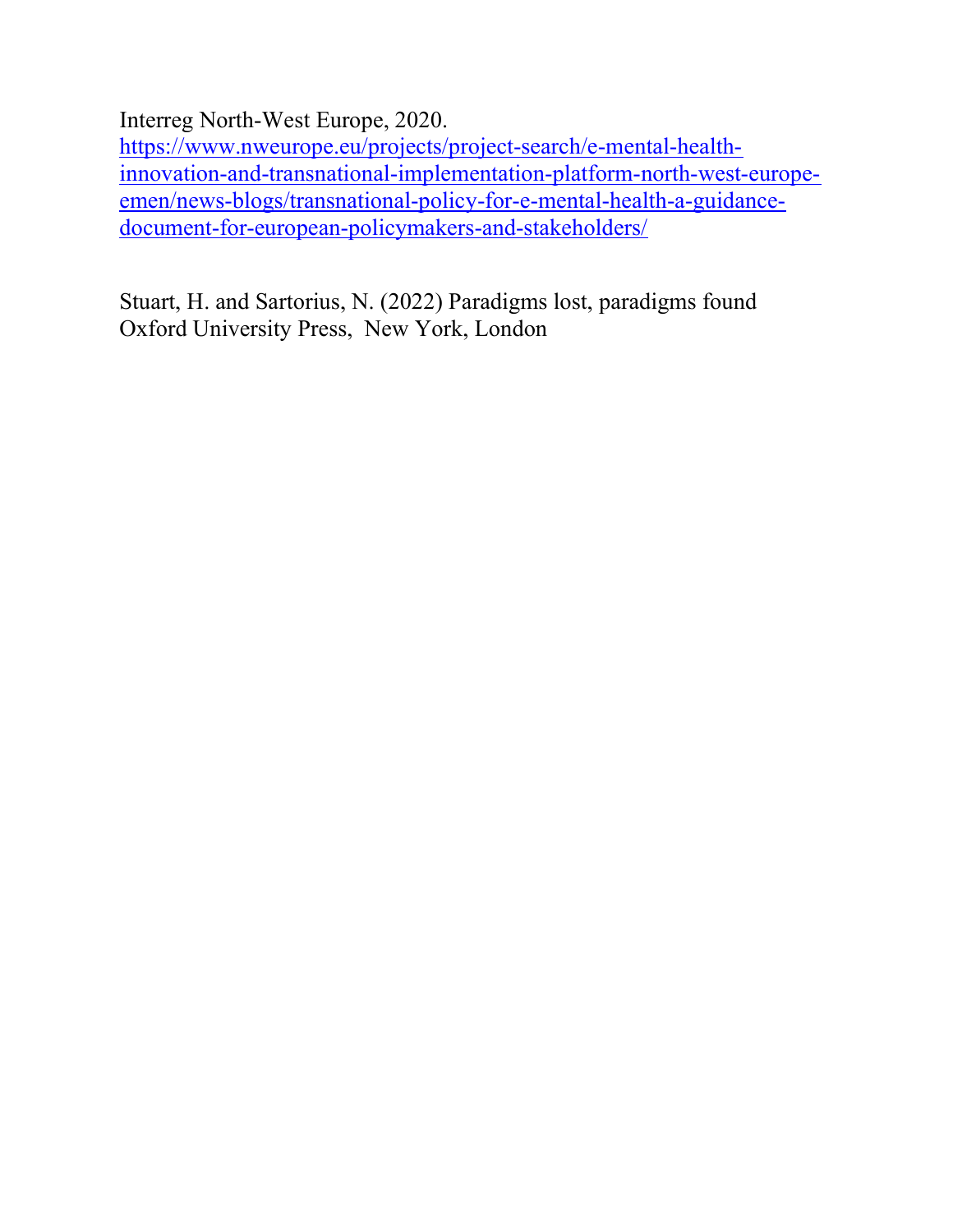Interreg North-West Europe, 2020.
https://www.nweurope.eu/projects/project-search/e-mental-health-innovation-and-transnational-implementation-platform-north-west-europe-emen/news-blogs/transnational-policy-for-e-mental-health-a-guidance-document-for-european-policymakers-and-stakeholders/

Stuart, H. and Sartorius, N. (2022) Paradigms lost, paradigms found Oxford University Press, New York, London